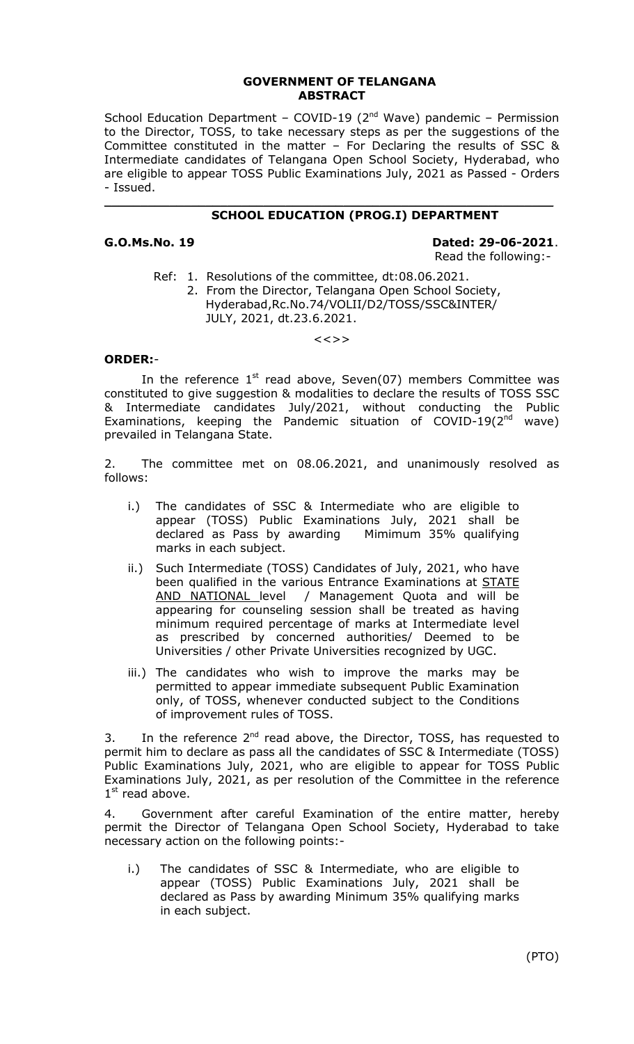**GOVERNMENT OF TELANGANA**
**ABSTRACT**

School Education Department – COVID-19 (2nd Wave) pandemic – Permission to the Director, TOSS, to take necessary steps as per the suggestions of the Committee constituted in the matter – For Declaring the results of SSC & Intermediate candidates of Telangana Open School Society, Hyderabad, who are eligible to appear TOSS Public Examinations July, 2021 as Passed - Orders - Issued.

---

**SCHOOL EDUCATION (PROG.I) DEPARTMENT**

**G.O.Ms.No. 19** **Dated: 29-06-2021**.

Read the following:-

Ref: 1. Resolutions of the committee, dt:08.06.2021.
2. From the Director, Telangana Open School Society, Hyderabad,Rc.No.74/VOLII/D2/TOSS/SSC&INTER/ JULY, 2021, dt.23.6.2021.

<<>>

**ORDER:**-

In the reference 1st read above, Seven(07) members Committee was constituted to give suggestion & modalities to declare the results of TOSS SSC & Intermediate candidates July/2021, without conducting the Public Examinations, keeping the Pandemic situation of COVID-19(2nd wave) prevailed in Telangana State.

2. The committee met on 08.06.2021, and unanimously resolved as follows:

i.) The candidates of SSC & Intermediate who are eligible to appear (TOSS) Public Examinations July, 2021 shall be declared as Pass by awarding Mimimum 35% qualifying marks in each subject.

ii.) Such Intermediate (TOSS) Candidates of July, 2021, who have been qualified in the various Entrance Examinations at STATE AND NATIONAL level / Management Quota and will be appearing for counseling session shall be treated as having minimum required percentage of marks at Intermediate level as prescribed by concerned authorities/ Deemed to be Universities / other Private Universities recognized by UGC.

iii.) The candidates who wish to improve the marks may be permitted to appear immediate subsequent Public Examination only, of TOSS, whenever conducted subject to the Conditions of improvement rules of TOSS.

3. In the reference 2nd read above, the Director, TOSS, has requested to permit him to declare as pass all the candidates of SSC & Intermediate (TOSS) Public Examinations July, 2021, who are eligible to appear for TOSS Public Examinations July, 2021, as per resolution of the Committee in the reference 1st read above.

4. Government after careful Examination of the entire matter, hereby permit the Director of Telangana Open School Society, Hyderabad to take necessary action on the following points:-

i.) The candidates of SSC & Intermediate, who are eligible to appear (TOSS) Public Examinations July, 2021 shall be declared as Pass by awarding Minimum 35% qualifying marks in each subject.

(PTO)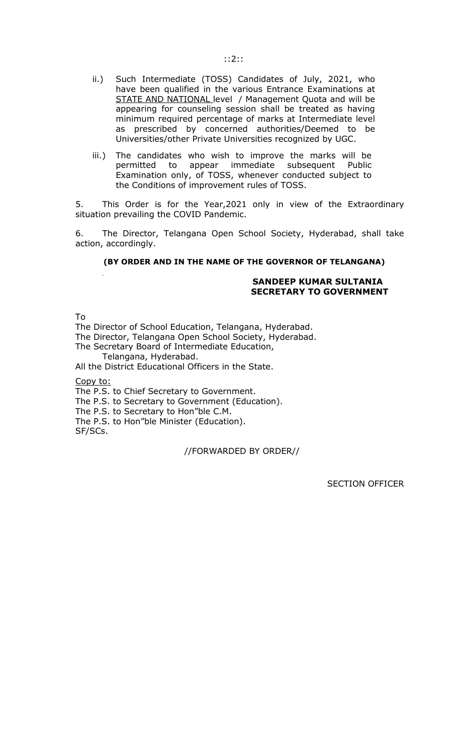ii.) Such Intermediate (TOSS) Candidates of July, 2021, who have been qualified in the various Entrance Examinations at STATE AND NATIONAL level / Management Quota and will be appearing for counseling session shall be treated as having minimum required percentage of marks at Intermediate level as prescribed by concerned authorities/Deemed to be Universities/other Private Universities recognized by UGC.

iii.) The candidates who wish to improve the marks will be permitted to appear immediate subsequent Public Examination only, of TOSS, whenever conducted subject to the Conditions of improvement rules of TOSS.

5. This Order is for the Year,2021 only in view of the Extraordinary situation prevailing the COVID Pandemic.

6. The Director, Telangana Open School Society, Hyderabad, shall take action, accordingly.

**(BY ORDER AND IN THE NAME OF THE GOVERNOR OF TELANGANA)**

**SANDEEP KUMAR SULTANIA**
**SECRETARY TO GOVERNMENT**

To
The Director of School Education, Telangana, Hyderabad.
The Director, Telangana Open School Society, Hyderabad.
The Secretary Board of Intermediate Education,
Telangana, Hyderabad.
All the District Educational Officers in the State.

Copy to:
The P.S. to Chief Secretary to Government.
The P.S. to Secretary to Government (Education).
The P.S. to Secretary to Hon"ble C.M.
The P.S. to Hon"ble Minister (Education).
SF/SCs.

//FORWARDED BY ORDER//

SECTION OFFICER